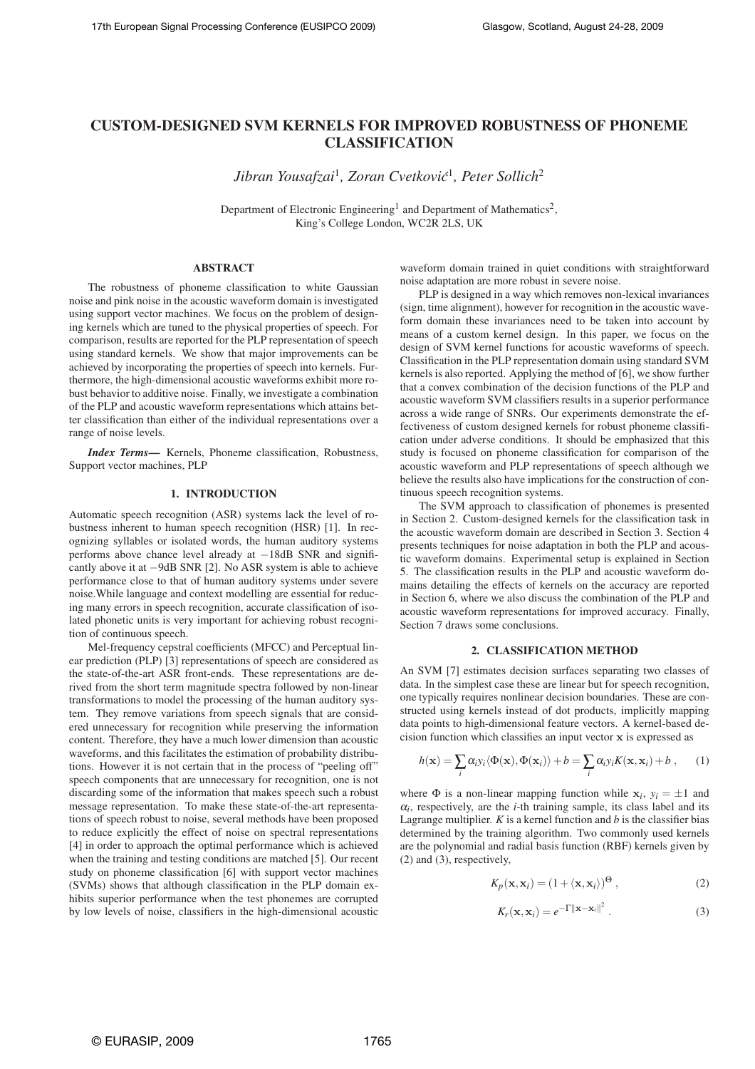# CUSTOM-DESIGNED SVM KERNELS FOR IMPROVED ROBUSTNESS OF PHONEME CLASSIFICATION

*Jibran Yousafzai*[1], *Zoran Cvetković*[1], *Peter Sollich*[2]

Department of Electronic Engineering[1] and Department of Mathematics[2],
King's College London, WC2R 2LS, UK

## ABSTRACT

The robustness of phoneme classification to white Gaussian noise and pink noise in the acoustic waveform domain is investigated using support vector machines. We focus on the problem of designing kernels which are tuned to the physical properties of speech. For comparison, results are reported for the PLP representation of speech using standard kernels. We show that major improvements can be achieved by incorporating the properties of speech into kernels. Furthermore, the high-dimensional acoustic waveforms exhibit more robust behavior to additive noise. Finally, we investigate a combination of the PLP and acoustic waveform representations which attains better classification than either of the individual representations over a range of noise levels.

***Index Terms***— Kernels, Phoneme classification, Robustness, Support vector machines, PLP

## 1. INTRODUCTION

Automatic speech recognition (ASR) systems lack the level of robustness inherent to human speech recognition (HSR) [1]. In recognizing syllables or isolated words, the human auditory systems performs above chance level already at $-18$dB SNR and significantly above it at $-9$dB SNR [2]. No ASR system is able to achieve performance close to that of human auditory systems under severe noise.While language and context modelling are essential for reducing many errors in speech recognition, accurate classification of isolated phonetic units is very important for achieving robust recognition of continuous speech.

Mel-frequency cepstral coefficients (MFCC) and Perceptual linear prediction (PLP) [3] representations of speech are considered as the state-of-the-art ASR front-ends. These representations are derived from the short term magnitude spectra followed by non-linear transformations to model the processing of the human auditory system. They remove variations from speech signals that are considered unnecessary for recognition while preserving the information content. Therefore, they have a much lower dimension than acoustic waveforms, and this facilitates the estimation of probability distributions. However it is not certain that in the process of "peeling off" speech components that are unnecessary for recognition, one is not discarding some of the information that makes speech such a robust message representation. To make these state-of-the-art representations of speech robust to noise, several methods have been proposed to reduce explicitly the effect of noise on spectral representations [4] in order to approach the optimal performance which is achieved when the training and testing conditions are matched [5]. Our recent study on phoneme classification [6] with support vector machines (SVMs) shows that although classification in the PLP domain exhibits superior performance when the test phonemes are corrupted by low levels of noise, classifiers in the high-dimensional acoustic waveform domain trained in quiet conditions with straightforward noise adaptation are more robust in severe noise.

PLP is designed in a way which removes non-lexical invariances (sign, time alignment), however for recognition in the acoustic waveform domain these invariances need to be taken into account by means of a custom kernel design. In this paper, we focus on the design of SVM kernel functions for acoustic waveforms of speech. Classification in the PLP representation domain using standard SVM kernels is also reported. Applying the method of [6], we show further that a convex combination of the decision functions of the PLP and acoustic waveform SVM classifiers results in a superior performance across a wide range of SNRs. Our experiments demonstrate the effectiveness of custom designed kernels for robust phoneme classification under adverse conditions. It should be emphasized that this study is focused on phoneme classification for comparison of the acoustic waveform and PLP representations of speech although we believe the results also have implications for the construction of continuous speech recognition systems.

The SVM approach to classification of phonemes is presented in Section 2. Custom-designed kernels for the classification task in the acoustic waveform domain are described in Section 3. Section 4 presents techniques for noise adaptation in both the PLP and acoustic waveform domains. Experimental setup is explained in Section 5. The classification results in the PLP and acoustic waveform domains detailing the effects of kernels on the accuracy are reported in Section 6, where we also discuss the combination of the PLP and acoustic waveform representations for improved accuracy. Finally, Section 7 draws some conclusions.

## 2. CLASSIFICATION METHOD

An SVM [7] estimates decision surfaces separating two classes of data. In the simplest case these are linear but for speech recognition, one typically requires nonlinear decision boundaries. These are constructed using kernels instead of dot products, implicitly mapping data points to high-dimensional feature vectors. A kernel-based decision function which classifies an input vector $\mathbf{x}$ is expressed as

$$h(\mathbf{x}) = \sum_i \alpha_i y_i \langle \Phi(\mathbf{x}), \Phi(\mathbf{x}_i)\rangle + b = \sum_i \alpha_i y_i K(\mathbf{x}, \mathbf{x}_i) + b \,, \qquad (1)$$

where $\Phi$ is a non-linear mapping function while $\mathbf{x}_i$, $y_i = \pm 1$ and $\alpha_i$, respectively, are the $i$-th training sample, its class label and its Lagrange multiplier. $K$ is a kernel function and $b$ is the classifier bias determined by the training algorithm. Two commonly used kernels are the polynomial and radial basis function (RBF) kernels given by (2) and (3), respectively,

$$K_p(\mathbf{x}, \mathbf{x}_i) = (1 + \langle \mathbf{x}, \mathbf{x}_i \rangle)^{\Theta} \,, \qquad (2)$$

$$K_r(\mathbf{x}, \mathbf{x}_i) = e^{-\Gamma \|\mathbf{x} - \mathbf{x}_i\|^2} \,. \qquad (3)$$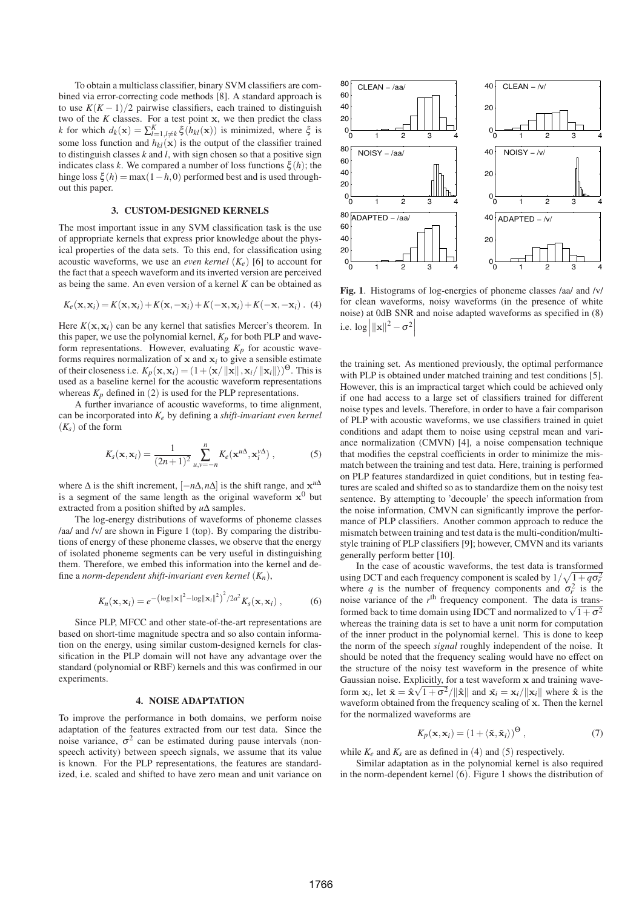To obtain a multiclass classifier, binary SVM classifiers are combined via error-correcting code methods [8]. A standard approach is to use $K(K-1)/2$ pairwise classifiers, each trained to distinguish two of the $K$ classes. For a test point $\mathbf{x}$, we then predict the class $k$ for which $d_k(\mathbf{x}) = \sum_{l=1, l\neq k}^{K} \xi(h_{kl}(\mathbf{x}))$ is minimized, where $\xi$ is some loss function and $h_{kl}(\mathbf{x})$ is the output of the classifier trained to distinguish classes $k$ and $l$, with sign chosen so that a positive sign indicates class $k$. We compared a number of loss functions $\xi(h)$; the hinge loss $\xi(h) = \max(1-h, 0)$ performed best and is used throughout this paper.

### 3. CUSTOM-DESIGNED KERNELS

The most important issue in any SVM classification task is the use of appropriate kernels that express prior knowledge about the physical properties of the data sets. To this end, for classification using acoustic waveforms, we use an *even kernel* ($K_e$) [6] to account for the fact that a speech waveform and its inverted version are perceived as being the same. An even version of a kernel $K$ can be obtained as

$$K_e(\mathbf{x}, \mathbf{x}_i) = K(\mathbf{x}, \mathbf{x}_i) + K(\mathbf{x}, -\mathbf{x}_i) + K(-\mathbf{x}, \mathbf{x}_i) + K(-\mathbf{x}, -\mathbf{x}_i) \,. \quad (4)$$

Here $K(\mathbf{x}, \mathbf{x}_i)$ can be any kernel that satisfies Mercer's theorem. In this paper, we use the polynomial kernel, $K_p$ for both PLP and waveform representations. However, evaluating $K_p$ for acoustic waveforms requires normalization of $\mathbf{x}$ and $\mathbf{x}_i$ to give a sensible estimate of their closeness i.e. $K_p(\mathbf{x}, \mathbf{x}_i) = (1 + \langle \mathbf{x}/\|\mathbf{x}\|, \mathbf{x}_i/\|\mathbf{x}_i\|\rangle)^{\Theta}$. This is used as a baseline kernel for the acoustic waveform representations whereas $K_p$ defined in (2) is used for the PLP representations.

A further invariance of acoustic waveforms, to time alignment, can be incorporated into $K_e$ by defining a *shift-invariant even kernel* ($K_s$) of the form

$$K_s(\mathbf{x}, \mathbf{x}_i) = \frac{1}{(2n+1)^2} \sum_{u,v=-n}^{n} K_e(\mathbf{x}^{u\Delta}, \mathbf{x}_i^{v\Delta}) \,, \quad (5)$$

where $\Delta$ is the shift increment, $[-n\Delta, n\Delta]$ is the shift range, and $\mathbf{x}^{u\Delta}$ is a segment of the same length as the original waveform $\mathbf{x}^0$ but extracted from a position shifted by $u\Delta$ samples.

The log-energy distributions of waveforms of phoneme classes /aa/ and /v/ are shown in Figure 1 (top). By comparing the distributions of energy of these phoneme classes, we observe that the energy of isolated phoneme segments can be very useful in distinguishing them. Therefore, we embed this information into the kernel and define a *norm-dependent shift-invariant even kernel* ($K_n$),

$$K_n(\mathbf{x}, \mathbf{x}_i) = e^{-\left(\log\|\mathbf{x}\|^2 - \log\|\mathbf{x}_i\|^2\right)^2/2a^2} K_s(\mathbf{x}, \mathbf{x}_i) \,, \quad (6)$$

Since PLP, MFCC and other state-of-the-art representations are based on short-time magnitude spectra and so also contain information on the energy, using similar custom-designed kernels for classification in the PLP domain will not have any advantage over the standard (polynomial or RBF) kernels and this was confirmed in our experiments.

### 4. NOISE ADAPTATION

To improve the performance in both domains, we perform noise adaptation of the features extracted from our test data. Since the noise variance, $\sigma^2$ can be estimated during pause intervals (non-speech activity) between speech signals, we assume that its value is known. For the PLP representations, the features are standardized, i.e. scaled and shifted to have zero mean and unit variance on the training set. As mentioned previously, the optimal performance with PLP is obtained under matched training and test conditions [5]. However, this is an impractical target which could be achieved only if one had access to a large set of classifiers trained for different noise types and levels. Therefore, in order to have a fair comparison of PLP with acoustic waveforms, we use classifiers trained in quiet conditions and adapt them to noise using cepstral mean and variance normalization (CMVN) [4], a noise compensation technique that modifies the cepstral coefficients in order to minimize the mismatch between the training and test data. Here, training is performed on PLP features standardized in quiet conditions, but in testing features are scaled and shifted so as to standardize them on the noisy test sentence. By attempting to 'decouple' the speech information from the noise information, CMVN can significantly improve the performance of PLP classifiers. Another common approach to reduce the mismatch between training and test data is the multi-condition/multi-style training of PLP classifiers [9]; however, CMVN and its variants generally perform better [10].

In the case of acoustic waveforms, the test data is transformed using DCT and each frequency component is scaled by $1/\sqrt{1+q\sigma_r^2}$ where $q$ is the number of frequency components and $\sigma_r^2$ is the noise variance of the $r^{\text{th}}$ frequency component. The data is transformed back to time domain using IDCT and normalized to $\sqrt{1+\sigma^2}$ whereas the training data is set to have a unit norm for computation of the inner product in the polynomial kernel. This is done to keep the norm of the speech *signal* roughly independent of the noise. It should be noted that the frequency scaling would have no effect on the structure of the noisy test waveform in the presence of white Gaussian noise. Explicitly, for a test waveform $\mathbf{x}$ and training waveform $\mathbf{x}_i$, let $\tilde{\mathbf{x}} = \hat{\mathbf{x}}\sqrt{1+\sigma^2}/\|\hat{\mathbf{x}}\|$ and $\tilde{\mathbf{x}}_i = \mathbf{x}_i/\|\mathbf{x}_i\|$ where $\hat{\mathbf{x}}$ is the waveform obtained from the frequency scaling of $\mathbf{x}$. Then the kernel for the normalized waveforms are

$$K_p(\mathbf{x}, \mathbf{x}_i) = (1 + \langle \tilde{\mathbf{x}}, \tilde{\mathbf{x}}_i \rangle)^{\Theta} \,, \quad (7)$$

while $K_e$ and $K_s$ are as defined in (4) and (5) respectively.

Similar adaptation as in the polynomial kernel is also required in the norm-dependent kernel (6). Figure 1 shows the distribution of

**Fig. 1**. Histograms of log-energies of phoneme classes /aa/ and /v/ for clean waveforms, noisy waveforms (in the presence of white noise) at 0dB SNR and noise adapted waveforms as specified in (8) i.e. $\log\left|\|\mathbf{x}\|^2 - \sigma^2\right|$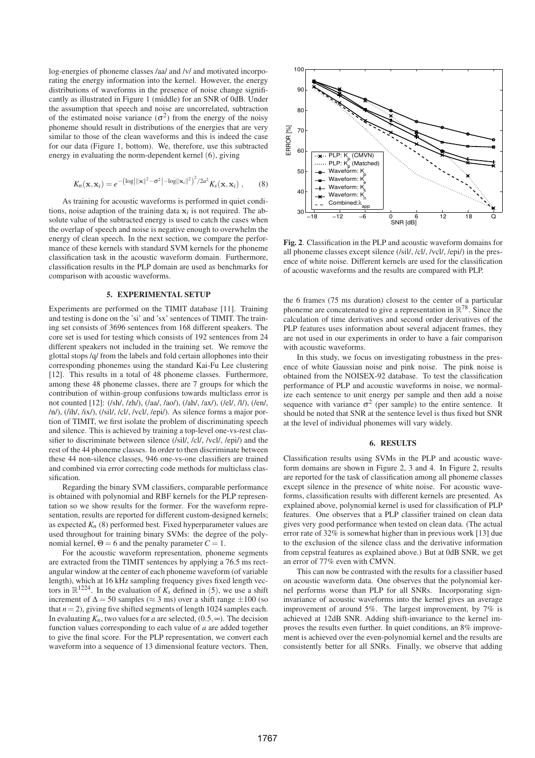log-energies of phoneme classes /aa/ and /v/ and motivated incorporating the energy information into the kernel. However, the energy distributions of waveforms in the presence of noise change significantly as illustrated in Figure 1 (middle) for an SNR of 0dB. Under the assumption that speech and noise are uncorrelated, subtraction of the estimated noise variance ($\sigma^2$) from the energy of the noisy phoneme should result in distributions of the energies that are very similar to those of the clean waveforms and this is indeed the case for our data (Figure 1, bottom). We, therefore, use this subtracted energy in evaluating the norm-dependent kernel (6), giving

$$K_n(\mathbf{x}, \mathbf{x}_i) = e^{-\left(\log\left|\|\mathbf{x}\|^2 - \sigma^2\right| - \log\|\mathbf{x}_i\|^2\right)^2/2a^2} K_s(\mathbf{x}, \mathbf{x}_i) \,, \qquad (8)$$

As training for acoustic waveforms is performed in quiet conditions, noise adaption of the training data $\mathbf{x}_i$ is not required. The absolute value of the subtracted energy is used to catch the cases when the overlap of speech and noise are negative enough to overwhelm the energy of clean speech. In the next section, we compare the performance of these kernels with standard SVM kernels for the phoneme classification task in the acoustic waveform domain. Furthermore, classification results in the PLP domain are used as benchmarks for comparison with acoustic waveforms.

## 5. EXPERIMENTAL SETUP

Experiments are performed on the TIMIT database [11]. Training and testing is done on the 'si' and 'sx' sentences of TIMIT. The training set consists of 3696 sentences from 168 different speakers. The core set is used for testing which consists of 192 sentences from 24 different speakers not included in the training set. We remove the glottal stops /q/ from the labels and fold certain allophones into their corresponding phonemes using the standard Kai-Fu Lee clustering [12]. This results in a total of 48 phoneme classes. Furthermore, among these 48 phoneme classes, there are 7 groups for which the contribution of within-group confusions towards multiclass error is not counted [12]: (/sh/, /zh/), (/aa/, /ao/), (/ah/, /ax/), (/el/, /l/), (/en/, /n/), (/ih/, /ix/), (/sil/, /cl/, /vcl/, /epi/). As silence forms a major portion of TIMIT, we first isolate the problem of discriminating speech and silence. This is achieved by training a top-level one-vs-rest classifier to discriminate between silence (/sil/, /cl/, /vcl/, /epi/) and the rest of the 44 phoneme classes. In order to then discriminate between these 44 non-silence classes, 946 one-vs-one classifiers are trained and combined via error correcting code methods for multiclass classification.

Regarding the binary SVM classifiers, comparable performance is obtained with polynomial and RBF kernels for the PLP representation so we show results for the former. For the waveform representation, results are reported for different custom-designed kernels; as expected $K_n$ (8) performed best. Fixed hyperparameter values are used throughout for training binary SVMs: the degree of the polynomial kernel, $\Theta = 6$ and the penalty parameter $C = 1$.

For the acoustic waveform representation, phoneme segments are extracted from the TIMIT sentences by applying a 76.5 ms rectangular window at the center of each phoneme waveform (of variable length), which at 16 kHz sampling frequency gives fixed length vectors in $\mathbb{R}^{1224}$. In the evaluation of $K_s$ defined in (5), we use a shift increment of $\Delta = 50$ samples ($\approx 3$ ms) over a shift range $\pm 100$ (so that $n = 2$), giving five shifted segments of length 1024 samples each. In evaluating $K_n$, two values for $a$ are selected, $(0.5, \infty)$. The decision function values corresponding to each value of $a$ are added together to give the final score. For the PLP representation, we convert each waveform into a sequence of 13 dimensional feature vectors. Then, the 6 frames (75 ms duration) closest to the center of a particular phoneme are concatenated to give a representation in $\mathbb{R}^{78}$. Since the calculation of time derivatives and second order derivatives of the PLP features uses information about several adjacent frames, they are not used in our experiments in order to have a fair comparison with acoustic waveforms.

In this study, we focus on investigating robustness in the presence of white Gaussian noise and pink noise. The pink noise is obtained from the NOISEX-92 database. To test the classification performance of PLP and acoustic waveforms in noise, we normalize each sentence to unit energy per sample and then add a noise sequence with variance $\sigma^2$ (per sample) to the entire sentence. It should be noted that SNR at the sentence level is thus fixed but SNR at the level of individual phonemes will vary widely.

**Fig. 2**. Classification in the PLP and acoustic waveform domains for all phoneme classes except silence (/sil/, /cl/, /vcl/, /epi/) in the presence of white noise. Different kernels are used for the classification of acoustic waveforms and the results are compared with PLP.

## 6. RESULTS

Classification results using SVMs in the PLP and acoustic waveform domains are shown in Figure 2, 3 and 4. In Figure 2, results are reported for the task of classification among all phoneme classes except silence in the presence of white noise. For acoustic waveforms, classification results with different kernels are presented. As explained above, polynomial kernel is used for classification of PLP features. One observes that a PLP classifier trained on clean data gives very good performance when tested on clean data. (The actual error rate of 32% is somewhat higher than in previous work [13] due to the exclusion of the silence class and the derivative information from cepstral features as explained above.) But at 0dB SNR, we get an error of 77% even with CMVN.

This can now be contrasted with the results for a classifier based on acoustic waveform data. One observes that the polynomial kernel performs worse than PLP for all SNRs. Incorporating sign-invariance of acoustic waveforms into the kernel gives an average improvement of around 5%. The largest improvement, by 7% is achieved at 12dB SNR. Adding shift-invariance to the kernel improves the results even further. In quiet conditions, an 8% improvement is achieved over the even-polynomial kernel and the results are consistently better for all SNRs. Finally, we observe that adding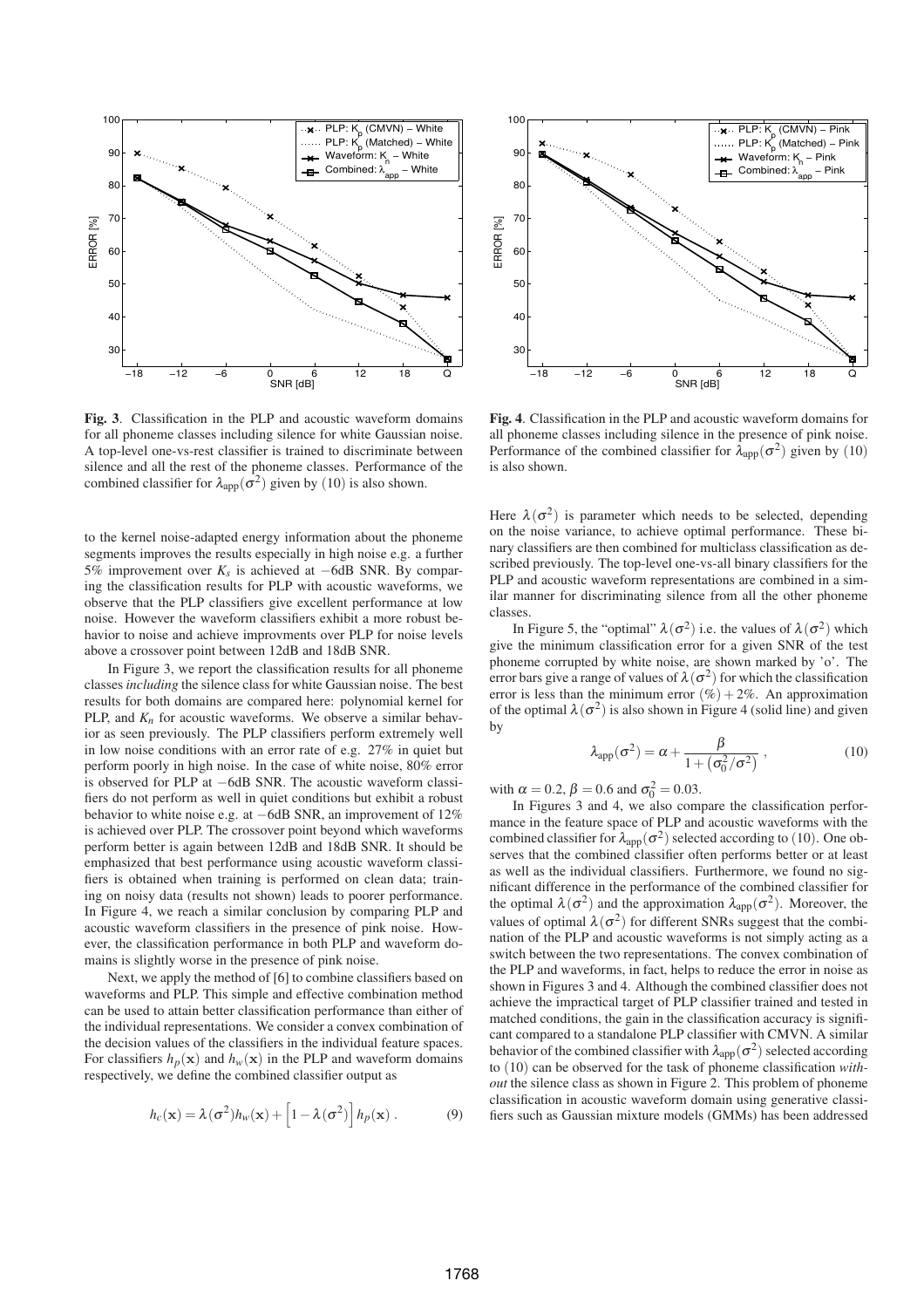**Fig. 3**. Classification in the PLP and acoustic waveform domains for all phoneme classes including silence for white Gaussian noise. A top-level one-vs-rest classifier is trained to discriminate between silence and all the rest of the phoneme classes. Performance of the combined classifier for $\lambda_{\text{app}}(\sigma^2)$ given by (10) is also shown.

**Fig. 4**. Classification in the PLP and acoustic waveform domains for all phoneme classes including silence in the presence of pink noise. Performance of the combined classifier for $\lambda_{\text{app}}(\sigma^2)$ given by (10) is also shown.

to the kernel noise-adapted energy information about the phoneme segments improves the results especially in high noise e.g. a further 5% improvement over $K_s$ is achieved at −6dB SNR. By comparing the classification results for PLP with acoustic waveforms, we observe that the PLP classifiers give excellent performance at low noise. However the waveform classifiers exhibit a more robust behavior to noise and achieve improvments over PLP for noise levels above a crossover point between 12dB and 18dB SNR.

In Figure 3, we report the classification results for all phoneme classes *including* the silence class for white Gaussian noise. The best results for both domains are compared here: polynomial kernel for PLP, and $K_n$ for acoustic waveforms. We observe a similar behavior as seen previously. The PLP classifiers perform extremely well in low noise conditions with an error rate of e.g. 27% in quiet but perform poorly in high noise. In the case of white noise, 80% error is observed for PLP at −6dB SNR. The acoustic waveform classifiers do not perform as well in quiet conditions but exhibit a robust behavior to white noise e.g. at −6dB SNR, an improvement of 12% is achieved over PLP. The crossover point beyond which waveforms perform better is again between 12dB and 18dB SNR. It should be emphasized that best performance using acoustic waveform classifiers is obtained when training is performed on clean data; training on noisy data (results not shown) leads to poorer performance. In Figure 4, we reach a similar conclusion by comparing PLP and acoustic waveform classifiers in the presence of pink noise. However, the classification performance in both PLP and waveform domains is slightly worse in the presence of pink noise.

Next, we apply the method of [6] to combine classifiers based on waveforms and PLP. This simple and effective combination method can be used to attain better classification performance than either of the individual representations. We consider a convex combination of the decision values of the classifiers in the individual feature spaces. For classifiers $h_p(\mathbf{x})$ and $h_w(\mathbf{x})$ in the PLP and waveform domains respectively, we define the combined classifier output as

$$h_c(\mathbf{x}) = \lambda(\sigma^2) h_w(\mathbf{x}) + \left[1 - \lambda(\sigma^2)\right] h_p(\mathbf{x}) \,. \tag{9}$$

Here $\lambda(\sigma^2)$ is parameter which needs to be selected, depending on the noise variance, to achieve optimal performance. These binary classifiers are then combined for multiclass classification as described previously. The top-level one-vs-all binary classifiers for the PLP and acoustic waveform representations are combined in a similar manner for discriminating silence from all the other phoneme classes.

In Figure 5, the "optimal" $\lambda(\sigma^2)$ i.e. the values of $\lambda(\sigma^2)$ which give the minimum classification error for a given SNR of the test phoneme corrupted by white noise, are shown marked by 'o'. The error bars give a range of values of $\lambda(\sigma^2)$ for which the classification error is less than the minimum error $(\%) + 2\%$. An approximation of the optimal $\lambda(\sigma^2)$ is also shown in Figure 4 (solid line) and given by

$$\lambda_{\text{app}}(\sigma^2) = \alpha + \frac{\beta}{1 + \left(\sigma_0^2/\sigma^2\right)} \,, \tag{10}$$

with $\alpha = 0.2$, $\beta = 0.6$ and $\sigma_0^2 = 0.03$.

In Figures 3 and 4, we also compare the classification performance in the feature space of PLP and acoustic waveforms with the combined classifier for $\lambda_{\text{app}}(\sigma^2)$ selected according to (10). One observes that the combined classifier often performs better or at least as well as the individual classifiers. Furthermore, we found no significant difference in the performance of the combined classifier for the optimal $\lambda(\sigma^2)$ and the approximation $\lambda_{\text{app}}(\sigma^2)$. Moreover, the values of optimal $\lambda(\sigma^2)$ for different SNRs suggest that the combination of the PLP and acoustic waveforms is not simply acting as a switch between the two representations. The convex combination of the PLP and waveforms, in fact, helps to reduce the error in noise as shown in Figures 3 and 4. Although the combined classifier does not achieve the impractical target of PLP classifier trained and tested in matched conditions, the gain in the classification accuracy is significant compared to a standalone PLP classifier with CMVN. A similar behavior of the combined classifier with $\lambda_{\text{app}}(\sigma^2)$ selected according to (10) can be observed for the task of phoneme classification *without* the silence class as shown in Figure 2. This problem of phoneme classification in acoustic waveform domain using generative classifiers such as Gaussian mixture models (GMMs) has been addressed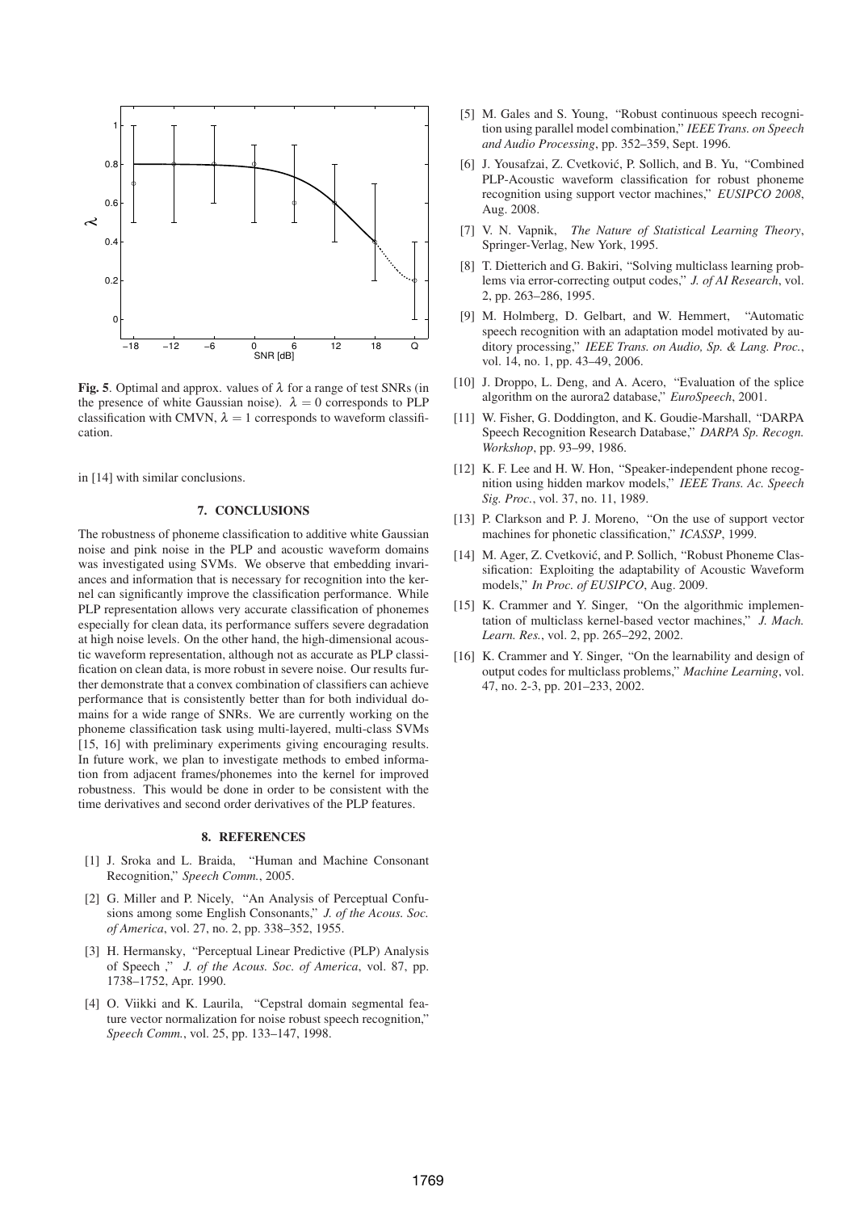λ

1

0.8

0.6

0.4

0.2

0

–18 –12 –6 0 6 12 18 Q

SNR [dB]

**Fig. 5**. Optimal and approx. values of $\lambda$ for a range of test SNRs (in the presence of white Gaussian noise). $\lambda = 0$ corresponds to PLP classification with CMVN, $\lambda = 1$ corresponds to waveform classification.

in [14] with similar conclusions.

## 7. CONCLUSIONS

The robustness of phoneme classification to additive white Gaussian noise and pink noise in the PLP and acoustic waveform domains was investigated using SVMs. We observe that embedding invariances and information that is necessary for recognition into the kernel can significantly improve the classification performance. While PLP representation allows very accurate classification of phonemes especially for clean data, its performance suffers severe degradation at high noise levels. On the other hand, the high-dimensional acoustic waveform representation, although not as accurate as PLP classification on clean data, is more robust in severe noise. Our results further demonstrate that a convex combination of classifiers can achieve performance that is consistently better than for both individual domains for a wide range of SNRs. We are currently working on the phoneme classification task using multi-layered, multi-class SVMs [15, 16] with preliminary experiments giving encouraging results. In future work, we plan to investigate methods to embed information from adjacent frames/phonemes into the kernel for improved robustness. This would be done in order to be consistent with the time derivatives and second order derivatives of the PLP features.

## 8. REFERENCES

[1] J. Sroka and L. Braida, "Human and Machine Consonant Recognition," *Speech Comm.*, 2005.

[2] G. Miller and P. Nicely, "An Analysis of Perceptual Confusions among some English Consonants," *J. of the Acous. Soc. of America*, vol. 27, no. 2, pp. 338–352, 1955.

[3] H. Hermansky, "Perceptual Linear Predictive (PLP) Analysis of Speech ," *J. of the Acous. Soc. of America*, vol. 87, pp. 1738–1752, Apr. 1990.

[4] O. Viikki and K. Laurila, "Cepstral domain segmental feature vector normalization for noise robust speech recognition," *Speech Comm.*, vol. 25, pp. 133–147, 1998.

[5] M. Gales and S. Young, "Robust continuous speech recognition using parallel model combination," *IEEE Trans. on Speech and Audio Processing*, pp. 352–359, Sept. 1996.

[6] J. Yousafzai, Z. Cvetković, P. Sollich, and B. Yu, "Combined PLP-Acoustic waveform classification for robust phoneme recognition using support vector machines," *EUSIPCO 2008*, Aug. 2008.

[7] V. N. Vapnik, *The Nature of Statistical Learning Theory*, Springer-Verlag, New York, 1995.

[8] T. Dietterich and G. Bakiri, "Solving multiclass learning problems via error-correcting output codes," *J. of AI Research*, vol. 2, pp. 263–286, 1995.

[9] M. Holmberg, D. Gelbart, and W. Hemmert, "Automatic speech recognition with an adaptation model motivated by auditory processing," *IEEE Trans. on Audio, Sp. & Lang. Proc.*, vol. 14, no. 1, pp. 43–49, 2006.

[10] J. Droppo, L. Deng, and A. Acero, "Evaluation of the splice algorithm on the aurora2 database," *EuroSpeech*, 2001.

[11] W. Fisher, G. Doddington, and K. Goudie-Marshall, "DARPA Speech Recognition Research Database," *DARPA Sp. Recogn. Workshop*, pp. 93–99, 1986.

[12] K. F. Lee and H. W. Hon, "Speaker-independent phone recognition using hidden markov models," *IEEE Trans. Ac. Speech Sig. Proc.*, vol. 37, no. 11, 1989.

[13] P. Clarkson and P. J. Moreno, "On the use of support vector machines for phonetic classification," *ICASSP*, 1999.

[14] M. Ager, Z. Cvetković, and P. Sollich, "Robust Phoneme Classification: Exploiting the adaptability of Acoustic Waveform models," *In Proc. of EUSIPCO*, Aug. 2009.

[15] K. Crammer and Y. Singer, "On the algorithmic implementation of multiclass kernel-based vector machines," *J. Mach. Learn. Res.*, vol. 2, pp. 265–292, 2002.

[16] K. Crammer and Y. Singer, "On the learnability and design of output codes for multiclass problems," *Machine Learning*, vol. 47, no. 2-3, pp. 201–233, 2002.